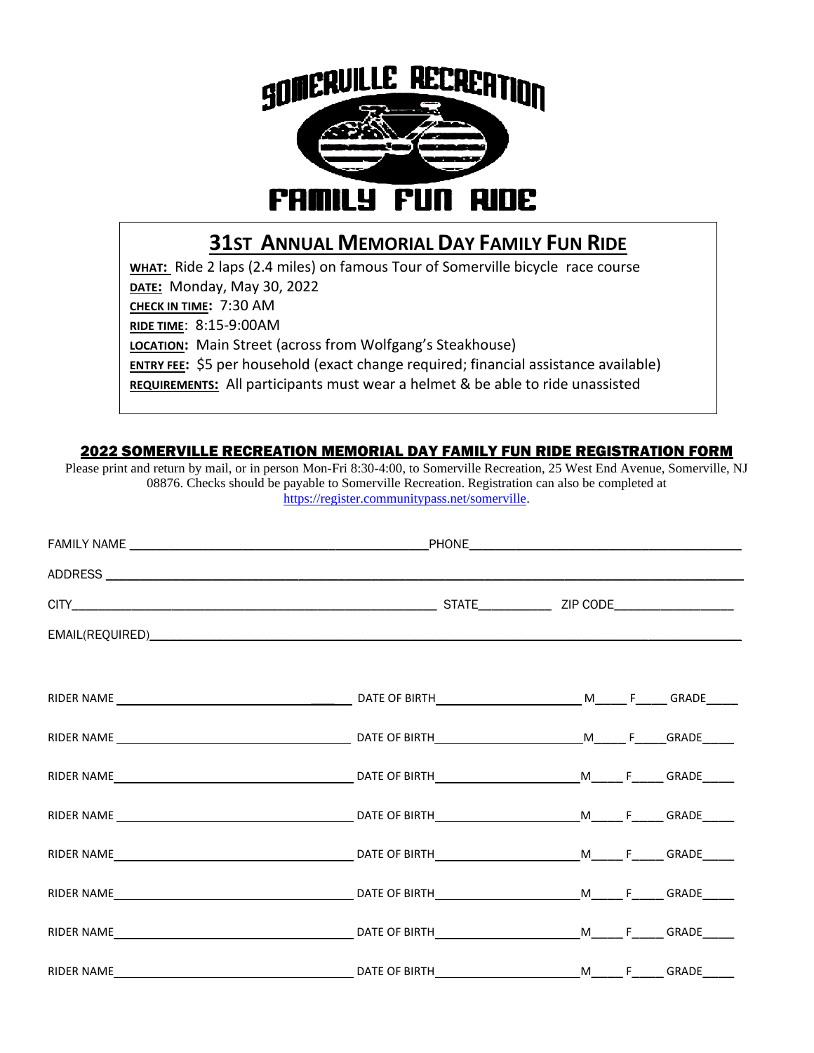# SOMERVILLE RECREATION

# FAMILY FUN RIDE

## 31ST ANNUAL MEMORIAL DAY FAMILY FUN RIDE

**WHAT:** Ride 2 laps (2.4 miles) on famous Tour of Somerville bicycle race course

**DATE:** Monday, May 30, 2022

**CHECK IN TIME:** 7:30 AM

**RIDE TIME**: 8:15-9:00AM

**LOCATION:** Main Street (across from Wolfgang's Steakhouse)

**ENTRY FEE:** $5 per household (exact change required; financial assistance available)

**REQUIREMENTS:** All participants must wear a helmet & be able to ride unassisted

## 2022 SOMERVILLE RECREATION MEMORIAL DAY FAMILY FUN RIDE REGISTRATION FORM

Please print and return by mail, or in person Mon-Fri 8:30-4:00, to Somerville Recreation, 25 West End Avenue, Somerville, NJ 08876. Checks should be payable to Somerville Recreation. Registration can also be completed at https://register.communitypass.net/somerville.

FAMILY NAME ______________________ PHONE ______________________

ADDRESS ______________________________________________

CITY______________________ STATE__________ ZIP CODE__________

EMAIL(REQUIRED)______________________________________________

RIDER NAME ______________________ DATE OF BIRTH______________ M_____ F_____ GRADE_____

RIDER NAME ______________________ DATE OF BIRTH______________ M_____ F_____ GRADE_____

RIDER NAME ______________________ DATE OF BIRTH______________ M_____ F_____ GRADE_____

RIDER NAME ______________________ DATE OF BIRTH______________ M_____ F_____ GRADE_____

RIDER NAME ______________________ DATE OF BIRTH______________ M_____ F_____ GRADE_____

RIDER NAME ______________________ DATE OF BIRTH______________ M_____ F_____ GRADE_____

RIDER NAME ______________________ DATE OF BIRTH______________ M_____ F_____ GRADE_____

RIDER NAME ______________________ DATE OF BIRTH______________ M_____ F_____ GRADE_____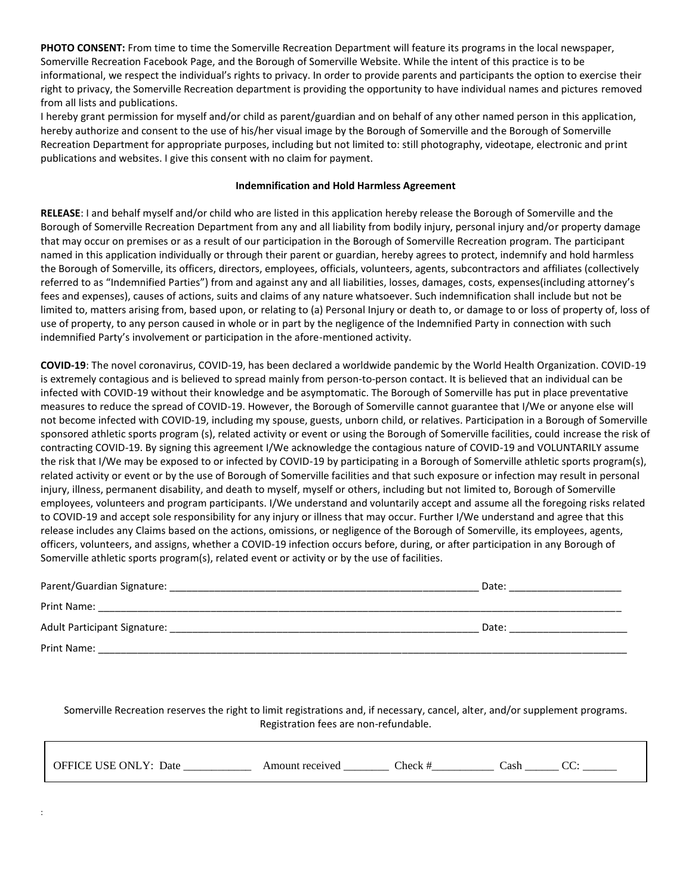**PHOTO CONSENT:** From time to time the Somerville Recreation Department will feature its programs in the local newspaper, Somerville Recreation Facebook Page, and the Borough of Somerville Website. While the intent of this practice is to be informational, we respect the individual's rights to privacy. In order to provide parents and participants the option to exercise their right to privacy, the Somerville Recreation department is providing the opportunity to have individual names and pictures removed from all lists and publications.

I hereby grant permission for myself and/or child as parent/guardian and on behalf of any other named person in this application, hereby authorize and consent to the use of his/her visual image by the Borough of Somerville and the Borough of Somerville Recreation Department for appropriate purposes, including but not limited to: still photography, videotape, electronic and print publications and websites. I give this consent with no claim for payment.

**Indemnification and Hold Harmless Agreement**

**RELEASE**: I and behalf myself and/or child who are listed in this application hereby release the Borough of Somerville and the Borough of Somerville Recreation Department from any and all liability from bodily injury, personal injury and/or property damage that may occur on premises or as a result of our participation in the Borough of Somerville Recreation program. The participant named in this application individually or through their parent or guardian, hereby agrees to protect, indemnify and hold harmless the Borough of Somerville, its officers, directors, employees, officials, volunteers, agents, subcontractors and affiliates (collectively referred to as "Indemnified Parties") from and against any and all liabilities, losses, damages, costs, expenses(including attorney's fees and expenses), causes of actions, suits and claims of any nature whatsoever. Such indemnification shall include but not be limited to, matters arising from, based upon, or relating to (a) Personal Injury or death to, or damage to or loss of property of, loss of use of property, to any person caused in whole or in part by the negligence of the Indemnified Party in connection with such indemnified Party's involvement or participation in the afore-mentioned activity.

**COVID-19**: The novel coronavirus, COVID-19, has been declared a worldwide pandemic by the World Health Organization. COVID-19 is extremely contagious and is believed to spread mainly from person-to-person contact. It is believed that an individual can be infected with COVID-19 without their knowledge and be asymptomatic. The Borough of Somerville has put in place preventative measures to reduce the spread of COVID-19. However, the Borough of Somerville cannot guarantee that I/We or anyone else will not become infected with COVID-19, including my spouse, guests, unborn child, or relatives. Participation in a Borough of Somerville sponsored athletic sports program (s), related activity or event or using the Borough of Somerville facilities, could increase the risk of contracting COVID-19. By signing this agreement I/We acknowledge the contagious nature of COVID-19 and VOLUNTARILY assume the risk that I/We may be exposed to or infected by COVID-19 by participating in a Borough of Somerville athletic sports program(s), related activity or event or by the use of Borough of Somerville facilities and that such exposure or infection may result in personal injury, illness, permanent disability, and death to myself, myself or others, including but not limited to, Borough of Somerville employees, volunteers and program participants. I/We understand and voluntarily accept and assume all the foregoing risks related to COVID-19 and accept sole responsibility for any injury or illness that may occur. Further I/We understand and agree that this release includes any Claims based on the actions, omissions, or negligence of the Borough of Somerville, its employees, agents, officers, volunteers, and assigns, whether a COVID-19 infection occurs before, during, or after participation in any Borough of Somerville athletic sports program(s), related event or activity or by the use of facilities.

Parent/Guardian Signature: ________________________________________________________ Date: ____________________

Print Name: ____________________________________________________________________________________________

Adult Participant Signature: ________________________________________________________ Date: _____________________

Print Name: _____________________________________________________________________________________________

Somerville Recreation reserves the right to limit registrations and, if necessary, cancel, alter, and/or supplement programs. Registration fees are non-refundable.

OFFICE USE ONLY: Date ____________ Amount received ________ Check #___________ Cash ______ CC: ______